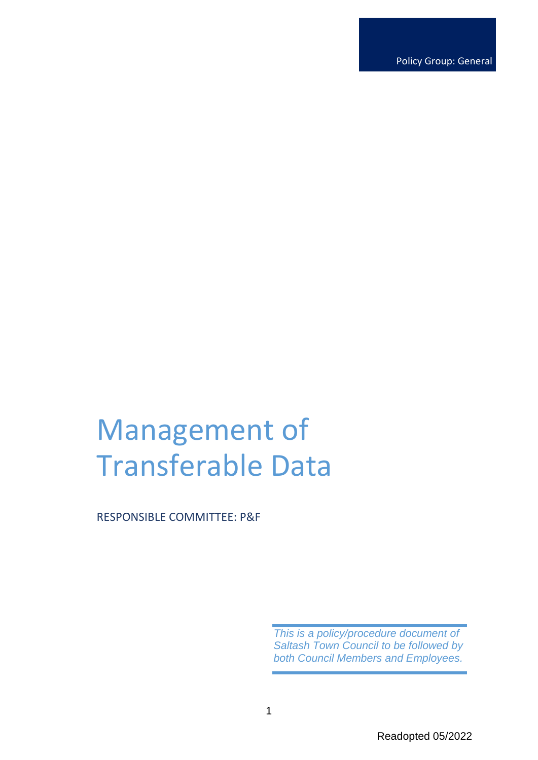Policy Group: General

# Management of Transferable Data

RESPONSIBLE COMMITTEE: P&F

*This is a policy/procedure document of Saltash Town Council to be followed by both Council Members and Employees.*

Readopted 05/2022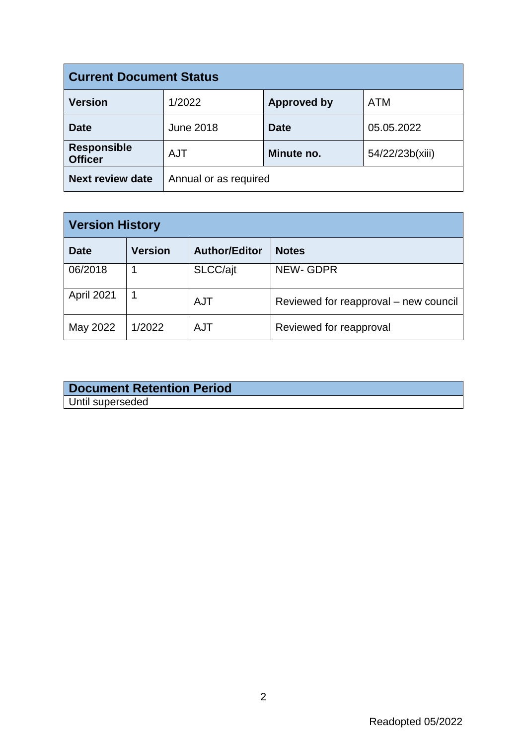| Current Document Status | | | |
|---|---|---|---|
| **Version** | 1/2022 | **Approved by** | ATM |
| **Date** | June 2018 | **Date** | 05.05.2022 |
| **Responsible Officer** | AJT | **Minute no.** | 54/22/23b(xiii) |
| **Next review date** | Annual or as required | | |

| Version History | | | |
|---|---|---|---|
| **Date** | **Version** | **Author/Editor** | **Notes** |
| 06/2018 | 1 | SLCC/ajt | NEW- GDPR |
| April 2021 | 1 | AJT | Reviewed for reapproval – new council |
| May 2022 | 1/2022 | AJT | Reviewed for reapproval |

| Document Retention Period |
|---|
| Until superseded |

Readopted 05/2022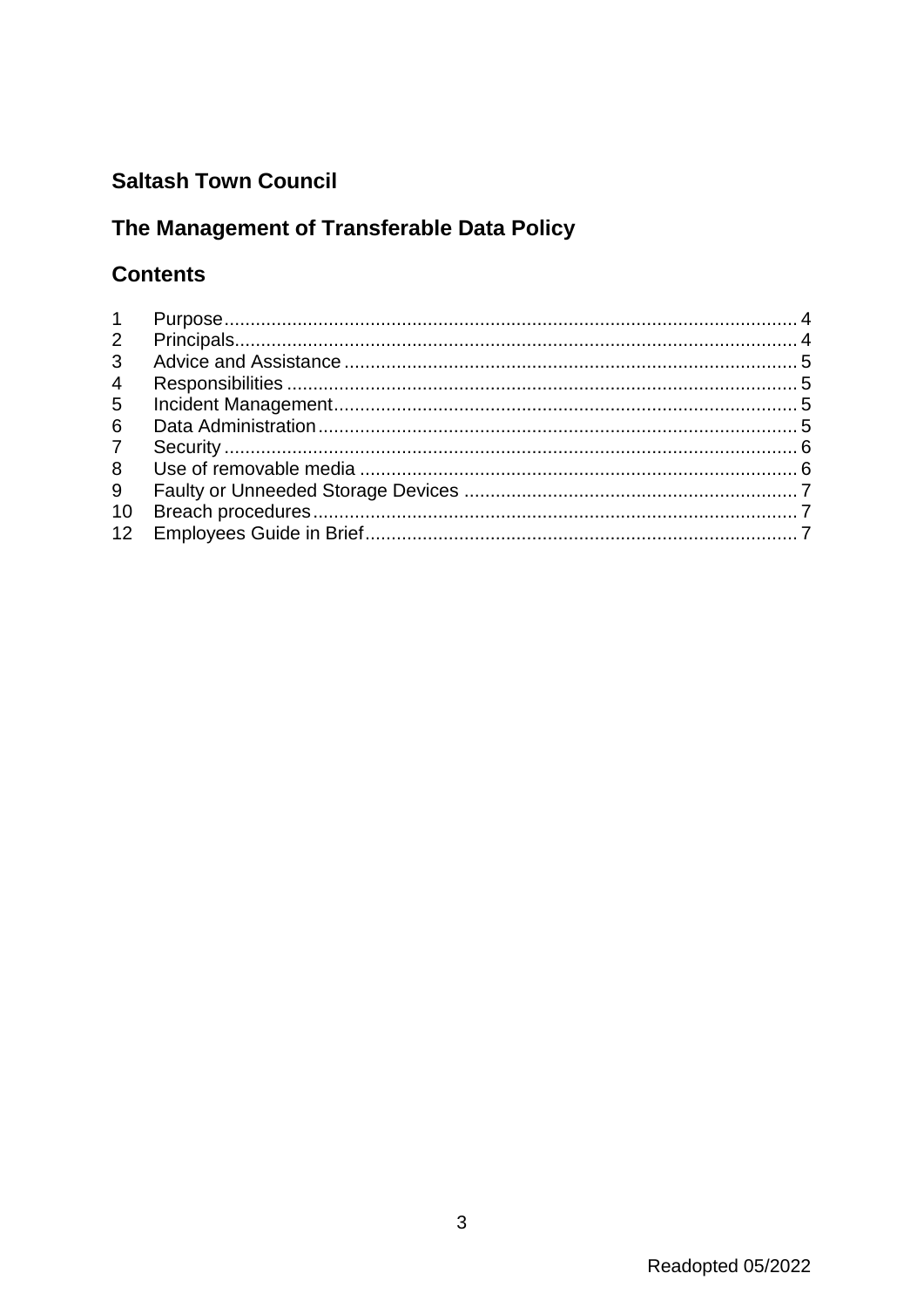## Saltash Town Council

## The Management of Transferable Data Policy

## Contents

| | | |
|---|---|---|
| 1 | Purpose | 4 |
| 2 | Principals | 4 |
| 3 | Advice and Assistance | 5 |
| 4 | Responsibilities | 5 |
| 5 | Incident Management | 5 |
| 6 | Data Administration | 5 |
| 7 | Security | 6 |
| 8 | Use of removable media | 6 |
| 9 | Faulty or Unneeded Storage Devices | 7 |
| 10 | Breach procedures | 7 |
| 12 | Employees Guide in Brief | 7 |

Readopted 05/2022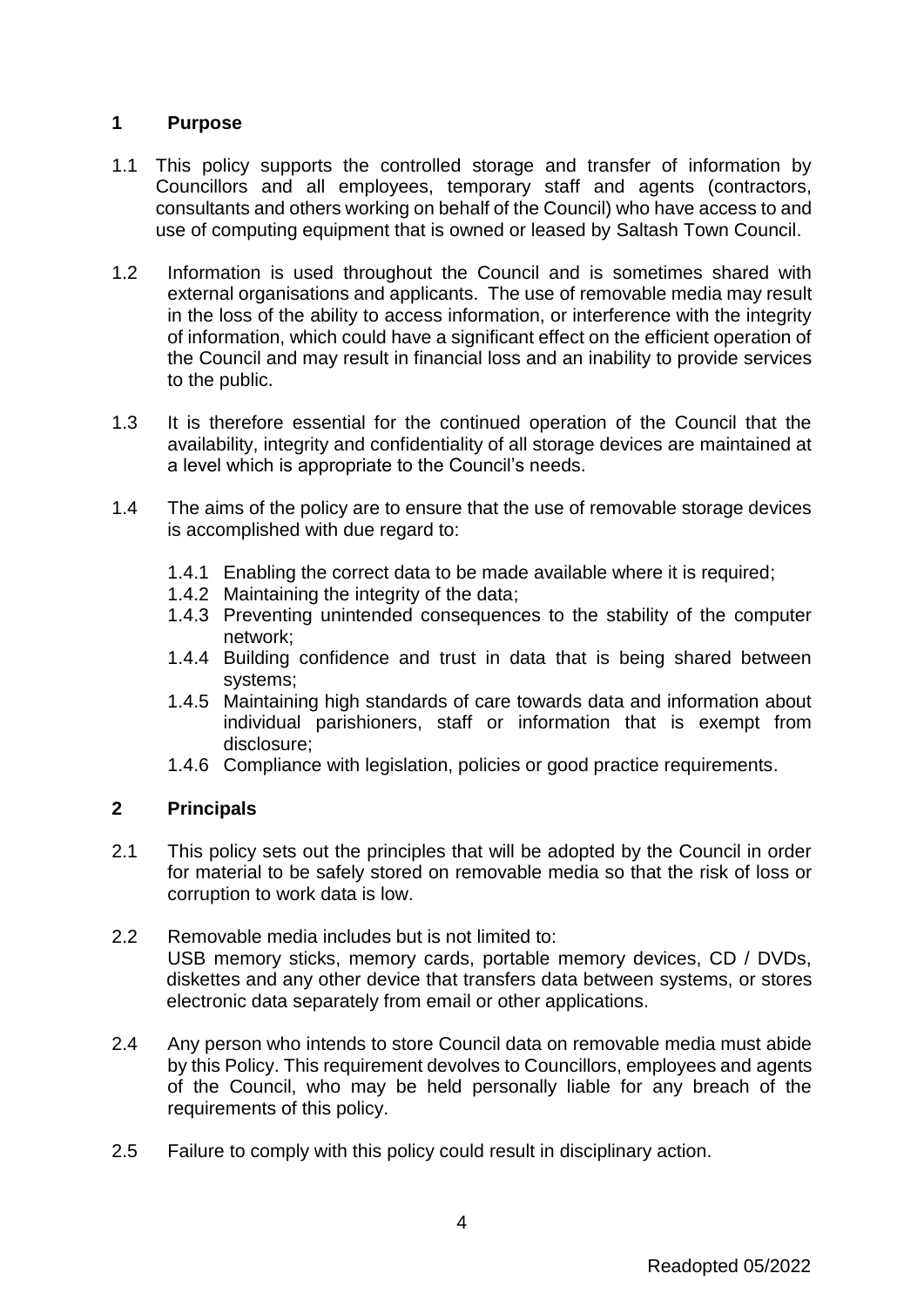## 1 Purpose

1.1 This policy supports the controlled storage and transfer of information by Councillors and all employees, temporary staff and agents (contractors, consultants and others working on behalf of the Council) who have access to and use of computing equipment that is owned or leased by Saltash Town Council.

1.2 Information is used throughout the Council and is sometimes shared with external organisations and applicants. The use of removable media may result in the loss of the ability to access information, or interference with the integrity of information, which could have a significant effect on the efficient operation of the Council and may result in financial loss and an inability to provide services to the public.

1.3 It is therefore essential for the continued operation of the Council that the availability, integrity and confidentiality of all storage devices are maintained at a level which is appropriate to the Council's needs.

1.4 The aims of the policy are to ensure that the use of removable storage devices is accomplished with due regard to:

- 1.4.1 Enabling the correct data to be made available where it is required;
- 1.4.2 Maintaining the integrity of the data;
- 1.4.3 Preventing unintended consequences to the stability of the computer network;
- 1.4.4 Building confidence and trust in data that is being shared between systems;
- 1.4.5 Maintaining high standards of care towards data and information about individual parishioners, staff or information that is exempt from disclosure;
- 1.4.6 Compliance with legislation, policies or good practice requirements.

## 2 Principals

2.1 This policy sets out the principles that will be adopted by the Council in order for material to be safely stored on removable media so that the risk of loss or corruption to work data is low.

2.2 Removable media includes but is not limited to:
USB memory sticks, memory cards, portable memory devices, CD / DVDs, diskettes and any other device that transfers data between systems, or stores electronic data separately from email or other applications.

2.4 Any person who intends to store Council data on removable media must abide by this Policy. This requirement devolves to Councillors, employees and agents of the Council, who may be held personally liable for any breach of the requirements of this policy.

2.5 Failure to comply with this policy could result in disciplinary action.

Readopted 05/2022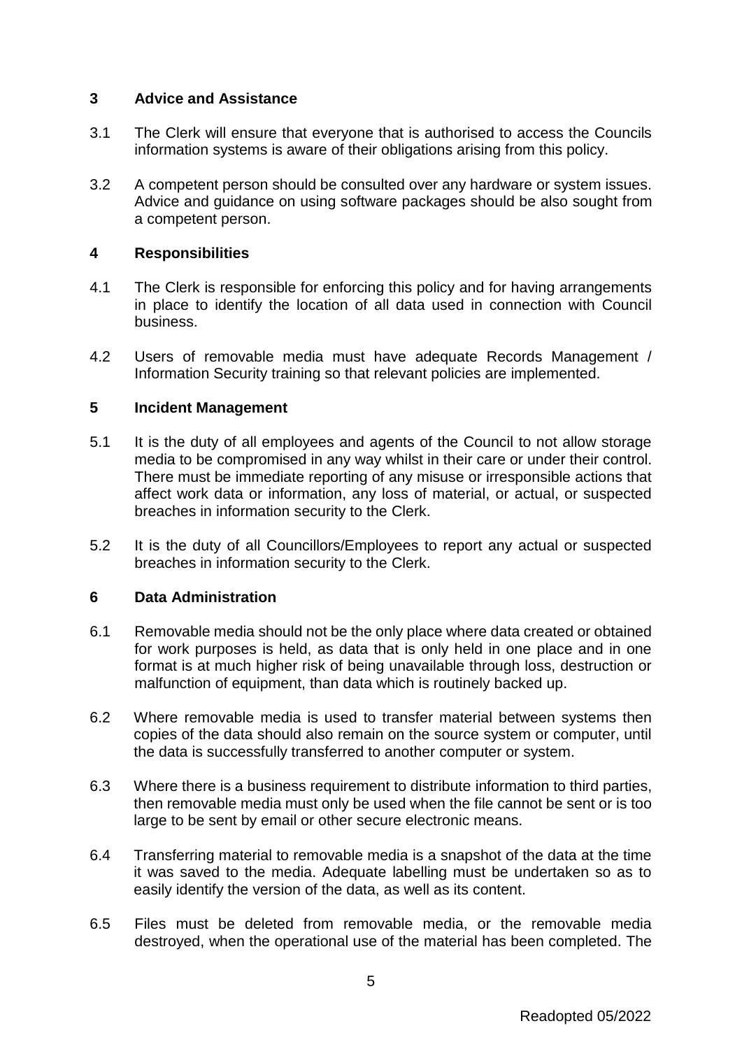## 3 Advice and Assistance

3.1 The Clerk will ensure that everyone that is authorised to access the Councils information systems is aware of their obligations arising from this policy.

3.2 A competent person should be consulted over any hardware or system issues. Advice and guidance on using software packages should be also sought from a competent person.

## 4 Responsibilities

4.1 The Clerk is responsible for enforcing this policy and for having arrangements in place to identify the location of all data used in connection with Council business.

4.2 Users of removable media must have adequate Records Management / Information Security training so that relevant policies are implemented.

## 5 Incident Management

5.1 It is the duty of all employees and agents of the Council to not allow storage media to be compromised in any way whilst in their care or under their control. There must be immediate reporting of any misuse or irresponsible actions that affect work data or information, any loss of material, or actual, or suspected breaches in information security to the Clerk.

5.2 It is the duty of all Councillors/Employees to report any actual or suspected breaches in information security to the Clerk.

## 6 Data Administration

6.1 Removable media should not be the only place where data created or obtained for work purposes is held, as data that is only held in one place and in one format is at much higher risk of being unavailable through loss, destruction or malfunction of equipment, than data which is routinely backed up.

6.2 Where removable media is used to transfer material between systems then copies of the data should also remain on the source system or computer, until the data is successfully transferred to another computer or system.

6.3 Where there is a business requirement to distribute information to third parties, then removable media must only be used when the file cannot be sent or is too large to be sent by email or other secure electronic means.

6.4 Transferring material to removable media is a snapshot of the data at the time it was saved to the media. Adequate labelling must be undertaken so as to easily identify the version of the data, as well as its content.

6.5 Files must be deleted from removable media, or the removable media destroyed, when the operational use of the material has been completed. The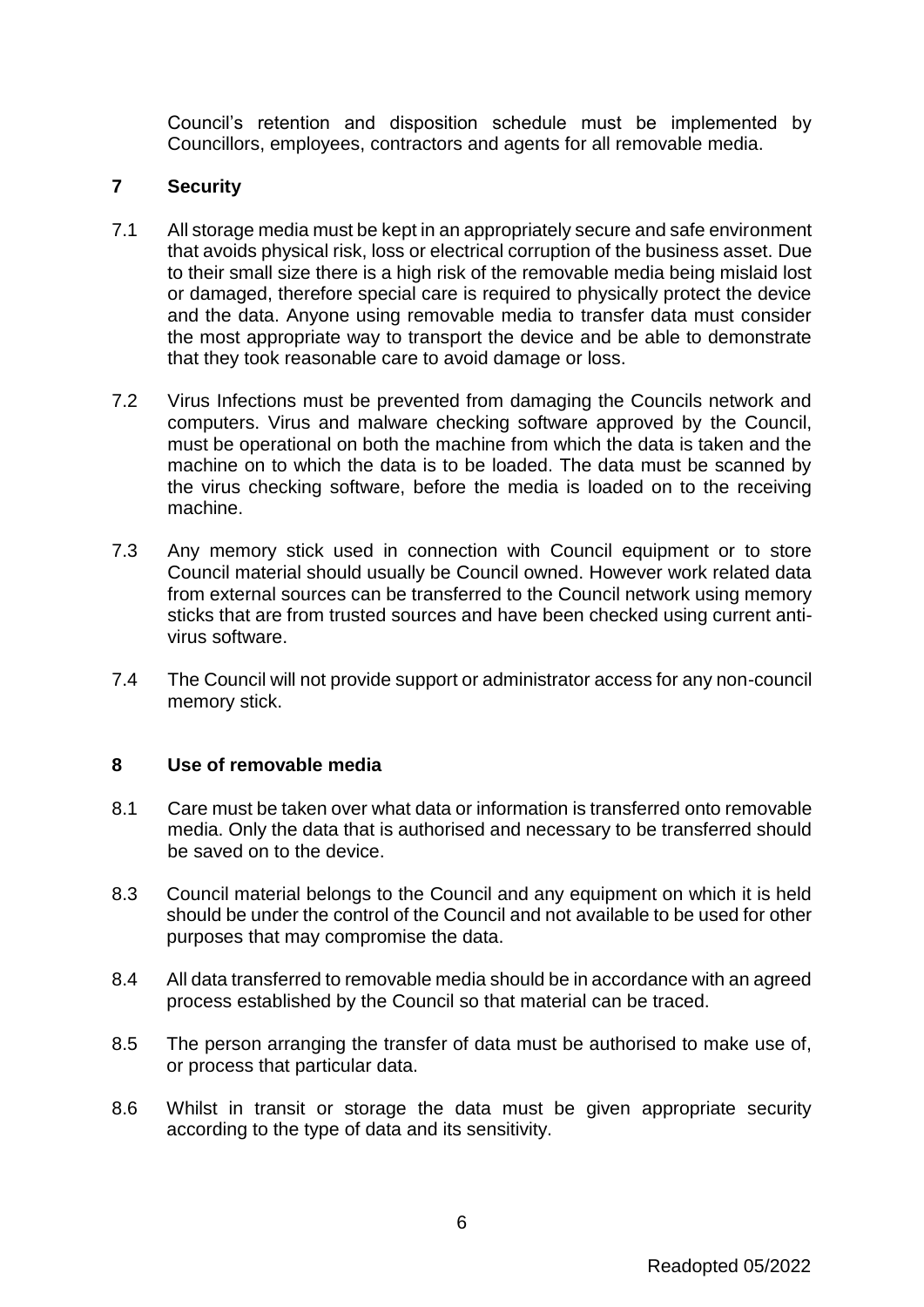Council's retention and disposition schedule must be implemented by Councillors, employees, contractors and agents for all removable media.

## 7 Security

7.1 All storage media must be kept in an appropriately secure and safe environment that avoids physical risk, loss or electrical corruption of the business asset. Due to their small size there is a high risk of the removable media being mislaid lost or damaged, therefore special care is required to physically protect the device and the data. Anyone using removable media to transfer data must consider the most appropriate way to transport the device and be able to demonstrate that they took reasonable care to avoid damage or loss.

7.2 Virus Infections must be prevented from damaging the Councils network and computers. Virus and malware checking software approved by the Council, must be operational on both the machine from which the data is taken and the machine on to which the data is to be loaded. The data must be scanned by the virus checking software, before the media is loaded on to the receiving machine.

7.3 Any memory stick used in connection with Council equipment or to store Council material should usually be Council owned. However work related data from external sources can be transferred to the Council network using memory sticks that are from trusted sources and have been checked using current anti-virus software.

7.4 The Council will not provide support or administrator access for any non-council memory stick.

## 8 Use of removable media

8.1 Care must be taken over what data or information is transferred onto removable media. Only the data that is authorised and necessary to be transferred should be saved on to the device.

8.3 Council material belongs to the Council and any equipment on which it is held should be under the control of the Council and not available to be used for other purposes that may compromise the data.

8.4 All data transferred to removable media should be in accordance with an agreed process established by the Council so that material can be traced.

8.5 The person arranging the transfer of data must be authorised to make use of, or process that particular data.

8.6 Whilst in transit or storage the data must be given appropriate security according to the type of data and its sensitivity.

Readopted 05/2022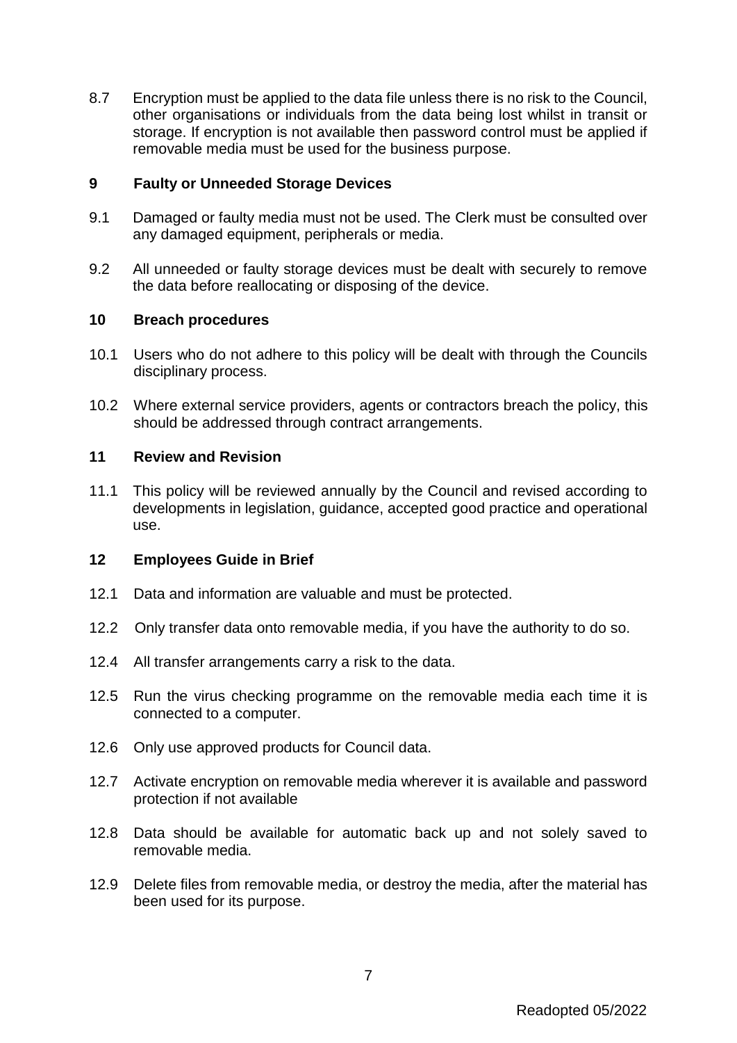8.7 Encryption must be applied to the data file unless there is no risk to the Council, other organisations or individuals from the data being lost whilst in transit or storage. If encryption is not available then password control must be applied if removable media must be used for the business purpose.

## 9 Faulty or Unneeded Storage Devices

9.1 Damaged or faulty media must not be used. The Clerk must be consulted over any damaged equipment, peripherals or media.

9.2 All unneeded or faulty storage devices must be dealt with securely to remove the data before reallocating or disposing of the device.

## 10 Breach procedures

10.1 Users who do not adhere to this policy will be dealt with through the Councils disciplinary process.

10.2 Where external service providers, agents or contractors breach the policy, this should be addressed through contract arrangements.

## 11 Review and Revision

11.1 This policy will be reviewed annually by the Council and revised according to developments in legislation, guidance, accepted good practice and operational use.

## 12 Employees Guide in Brief

12.1 Data and information are valuable and must be protected.

12.2 Only transfer data onto removable media, if you have the authority to do so.

12.4 All transfer arrangements carry a risk to the data.

12.5 Run the virus checking programme on the removable media each time it is connected to a computer.

12.6 Only use approved products for Council data.

12.7 Activate encryption on removable media wherever it is available and password protection if not available

12.8 Data should be available for automatic back up and not solely saved to removable media.

12.9 Delete files from removable media, or destroy the media, after the material has been used for its purpose.

Readopted 05/2022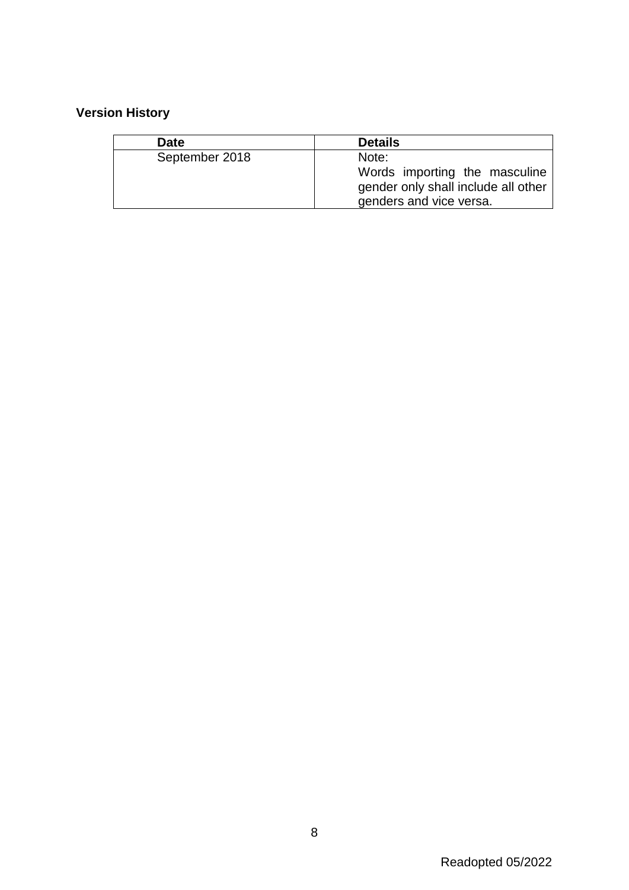**Version History**

| Date | Details |
|---|---|
| September 2018 | Note: Words importing the masculine gender only shall include all other genders and vice versa. |

Readopted 05/2022